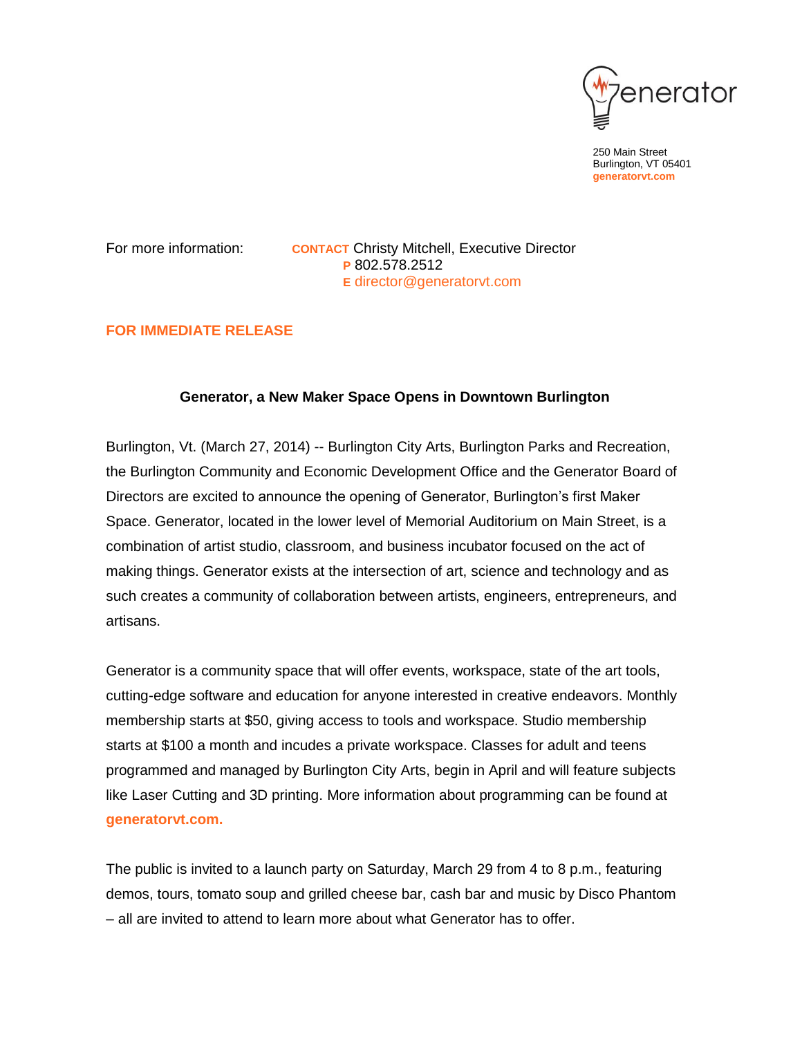Generator

250 Main Street
Burlington, VT 05401
generatorvt.com

For more information: **CONTACT** Christy Mitchell, Executive Director
**P** 802.578.2512
**E** director@generatorvt.com

**FOR IMMEDIATE RELEASE**

**Generator, a New Maker Space Opens in Downtown Burlington**

Burlington, Vt. (March 27, 2014) -- Burlington City Arts, Burlington Parks and Recreation, the Burlington Community and Economic Development Office and the Generator Board of Directors are excited to announce the opening of Generator, Burlington's first Maker Space. Generator, located in the lower level of Memorial Auditorium on Main Street, is a combination of artist studio, classroom, and business incubator focused on the act of making things. Generator exists at the intersection of art, science and technology and as such creates a community of collaboration between artists, engineers, entrepreneurs, and artisans.

Generator is a community space that will offer events, workspace, state of the art tools, cutting-edge software and education for anyone interested in creative endeavors. Monthly membership starts at $50, giving access to tools and workspace. Studio membership starts at $100 a month and incudes a private workspace. Classes for adult and teens programmed and managed by Burlington City Arts, begin in April and will feature subjects like Laser Cutting and 3D printing. More information about programming can be found at **generatorvt.com.**

The public is invited to a launch party on Saturday, March 29 from 4 to 8 p.m., featuring demos, tours, tomato soup and grilled cheese bar, cash bar and music by Disco Phantom – all are invited to attend to learn more about what Generator has to offer.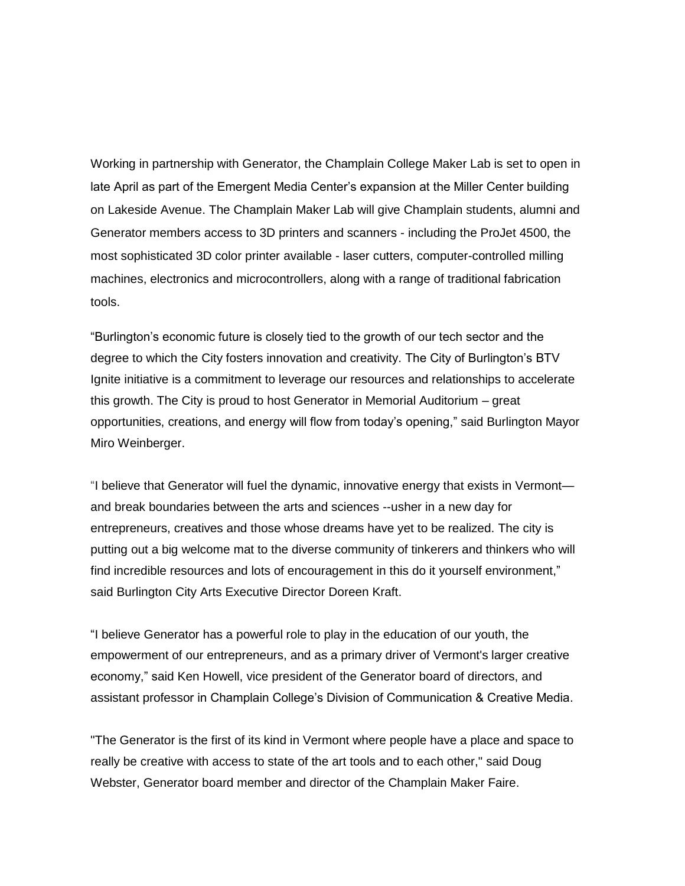Working in partnership with Generator, the Champlain College Maker Lab is set to open in late April as part of the Emergent Media Center's expansion at the Miller Center building on Lakeside Avenue. The Champlain Maker Lab will give Champlain students, alumni and Generator members access to 3D printers and scanners - including the ProJet 4500, the most sophisticated 3D color printer available - laser cutters, computer-controlled milling machines, electronics and microcontrollers, along with a range of traditional fabrication tools.

"Burlington's economic future is closely tied to the growth of our tech sector and the degree to which the City fosters innovation and creativity. The City of Burlington's BTV Ignite initiative is a commitment to leverage our resources and relationships to accelerate this growth. The City is proud to host Generator in Memorial Auditorium – great opportunities, creations, and energy will flow from today's opening," said Burlington Mayor Miro Weinberger.

"I believe that Generator will fuel the dynamic, innovative energy that exists in Vermont—and break boundaries between the arts and sciences --usher in a new day for entrepreneurs, creatives and those whose dreams have yet to be realized. The city is putting out a big welcome mat to the diverse community of tinkerers and thinkers who will find incredible resources and lots of encouragement in this do it yourself environment," said Burlington City Arts Executive Director Doreen Kraft.

"I believe Generator has a powerful role to play in the education of our youth, the empowerment of our entrepreneurs, and as a primary driver of Vermont's larger creative economy," said Ken Howell, vice president of the Generator board of directors, and assistant professor in Champlain College's Division of Communication & Creative Media.

"The Generator is the first of its kind in Vermont where people have a place and space to really be creative with access to state of the art tools and to each other," said Doug Webster, Generator board member and director of the Champlain Maker Faire.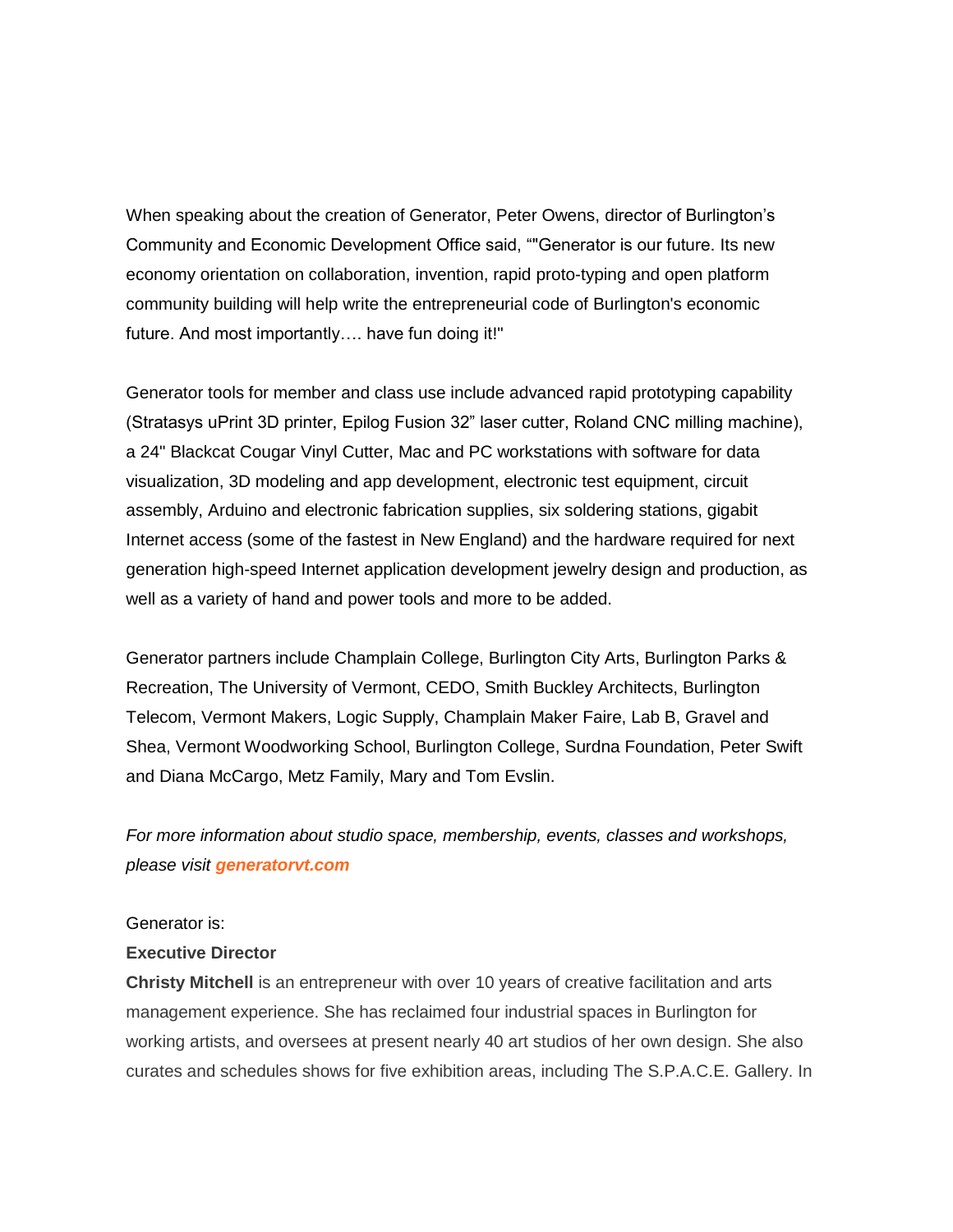When speaking about the creation of Generator, Peter Owens, director of Burlington's Community and Economic Development Office said, ""Generator is our future. Its new economy orientation on collaboration, invention, rapid proto-typing and open platform community building will help write the entrepreneurial code of Burlington's economic future. And most importantly…. have fun doing it!"

Generator tools for member and class use include advanced rapid prototyping capability (Stratasys uPrint 3D printer, Epilog Fusion 32" laser cutter, Roland CNC milling machine), a 24" Blackcat Cougar Vinyl Cutter, Mac and PC workstations with software for data visualization, 3D modeling and app development, electronic test equipment, circuit assembly, Arduino and electronic fabrication supplies, six soldering stations, gigabit Internet access (some of the fastest in New England) and the hardware required for next generation high-speed Internet application development jewelry design and production, as well as a variety of hand and power tools and more to be added.

Generator partners include Champlain College, Burlington City Arts, Burlington Parks & Recreation, The University of Vermont, CEDO, Smith Buckley Architects, Burlington Telecom, Vermont Makers, Logic Supply, Champlain Maker Faire, Lab B, Gravel and Shea, Vermont Woodworking School, Burlington College, Surdna Foundation, Peter Swift and Diana McCargo, Metz Family, Mary and Tom Evslin.

*For more information about studio space, membership, events, classes and workshops, please visit* ***generatorvt.com***

Generator is:

**Executive Director**

**Christy Mitchell** is an entrepreneur with over 10 years of creative facilitation and arts management experience. She has reclaimed four industrial spaces in Burlington for working artists, and oversees at present nearly 40 art studios of her own design. She also curates and schedules shows for five exhibition areas, including The S.P.A.C.E. Gallery. In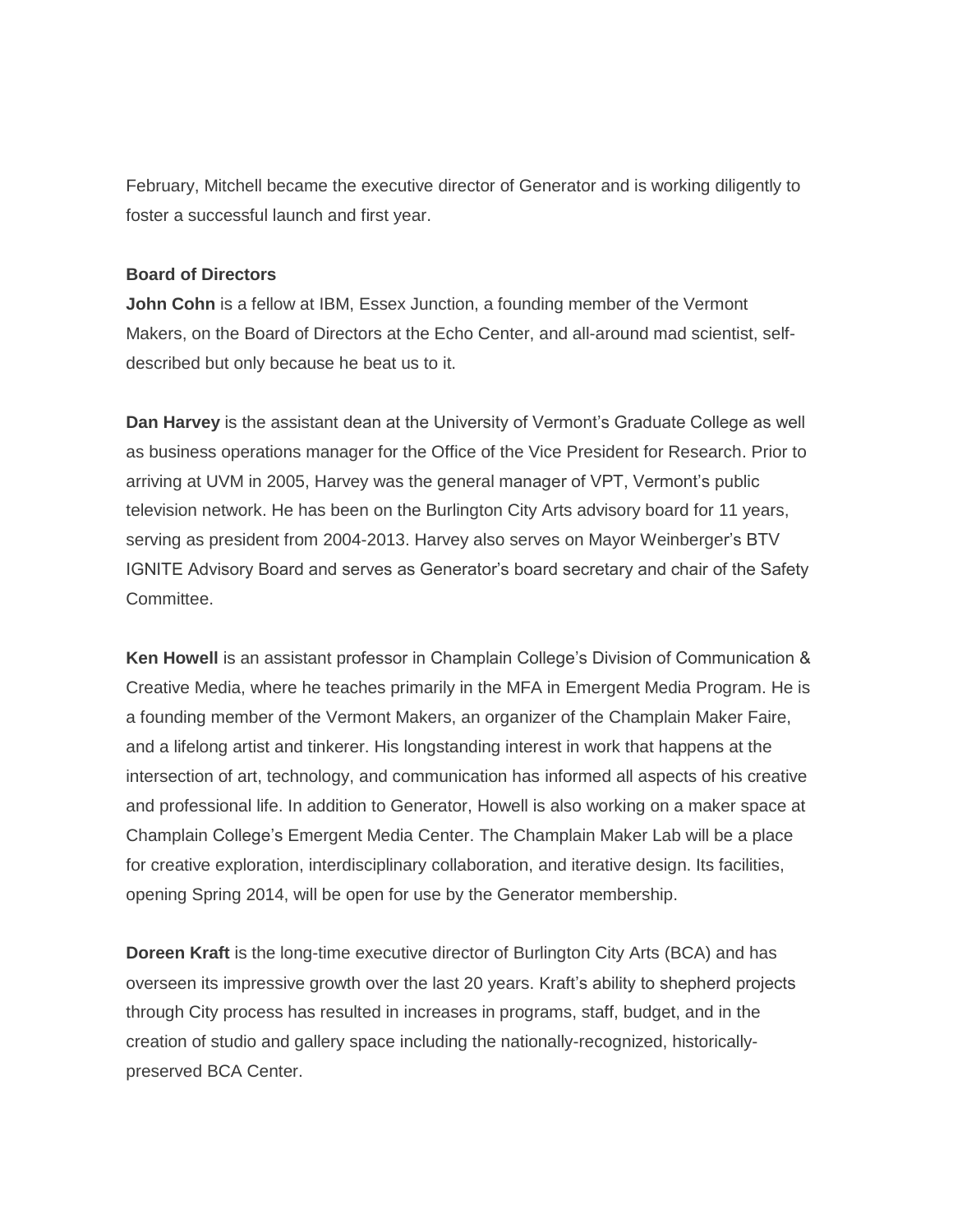February, Mitchell became the executive director of Generator and is working diligently to foster a successful launch and first year.

**Board of Directors**

**John Cohn** is a fellow at IBM, Essex Junction, a founding member of the Vermont Makers, on the Board of Directors at the Echo Center, and all-around mad scientist, self-described but only because he beat us to it.

**Dan Harvey** is the assistant dean at the University of Vermont's Graduate College as well as business operations manager for the Office of the Vice President for Research. Prior to arriving at UVM in 2005, Harvey was the general manager of VPT, Vermont's public television network. He has been on the Burlington City Arts advisory board for 11 years, serving as president from 2004-2013. Harvey also serves on Mayor Weinberger's BTV IGNITE Advisory Board and serves as Generator's board secretary and chair of the Safety Committee.

**Ken Howell** is an assistant professor in Champlain College's Division of Communication & Creative Media, where he teaches primarily in the MFA in Emergent Media Program. He is a founding member of the Vermont Makers, an organizer of the Champlain Maker Faire, and a lifelong artist and tinkerer. His longstanding interest in work that happens at the intersection of art, technology, and communication has informed all aspects of his creative and professional life. In addition to Generator, Howell is also working on a maker space at Champlain College's Emergent Media Center. The Champlain Maker Lab will be a place for creative exploration, interdisciplinary collaboration, and iterative design. Its facilities, opening Spring 2014, will be open for use by the Generator membership.

**Doreen Kraft** is the long-time executive director of Burlington City Arts (BCA) and has overseen its impressive growth over the last 20 years. Kraft's ability to shepherd projects through City process has resulted in increases in programs, staff, budget, and in the creation of studio and gallery space including the nationally-recognized, historically-preserved BCA Center.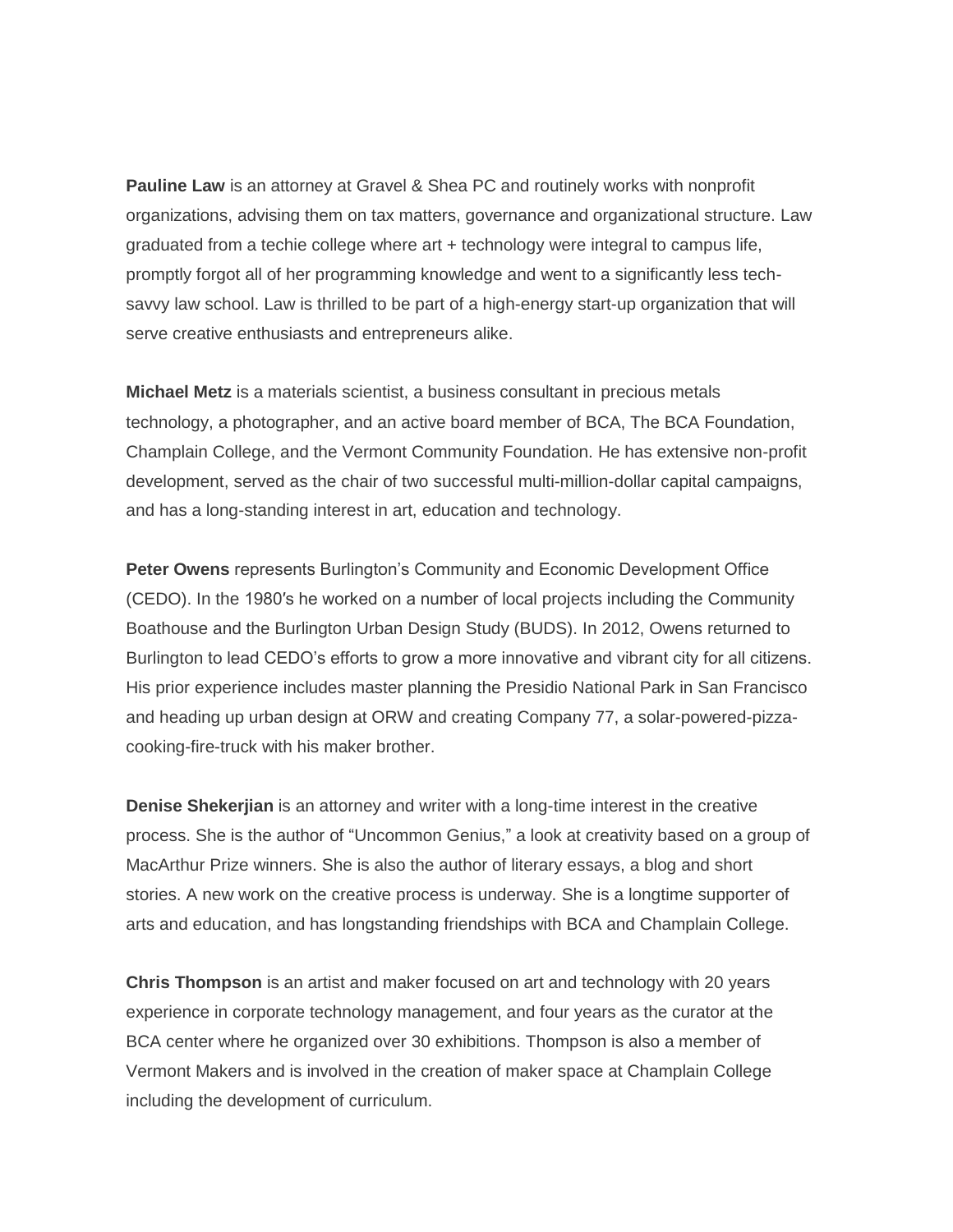**Pauline Law** is an attorney at Gravel & Shea PC and routinely works with nonprofit organizations, advising them on tax matters, governance and organizational structure. Law graduated from a techie college where art + technology were integral to campus life, promptly forgot all of her programming knowledge and went to a significantly less tech-savvy law school. Law is thrilled to be part of a high-energy start-up organization that will serve creative enthusiasts and entrepreneurs alike.

**Michael Metz** is a materials scientist, a business consultant in precious metals technology, a photographer, and an active board member of BCA, The BCA Foundation, Champlain College, and the Vermont Community Foundation. He has extensive non-profit development, served as the chair of two successful multi-million-dollar capital campaigns, and has a long-standing interest in art, education and technology.

**Peter Owens** represents Burlington's Community and Economic Development Office (CEDO). In the 1980′s he worked on a number of local projects including the Community Boathouse and the Burlington Urban Design Study (BUDS). In 2012, Owens returned to Burlington to lead CEDO's efforts to grow a more innovative and vibrant city for all citizens. His prior experience includes master planning the Presidio National Park in San Francisco and heading up urban design at ORW and creating Company 77, a solar-powered-pizza-cooking-fire-truck with his maker brother.

**Denise Shekerjian** is an attorney and writer with a long-time interest in the creative process. She is the author of "Uncommon Genius," a look at creativity based on a group of MacArthur Prize winners. She is also the author of literary essays, a blog and short stories. A new work on the creative process is underway. She is a longtime supporter of arts and education, and has longstanding friendships with BCA and Champlain College.

**Chris Thompson** is an artist and maker focused on art and technology with 20 years experience in corporate technology management, and four years as the curator at the BCA center where he organized over 30 exhibitions. Thompson is also a member of Vermont Makers and is involved in the creation of maker space at Champlain College including the development of curriculum.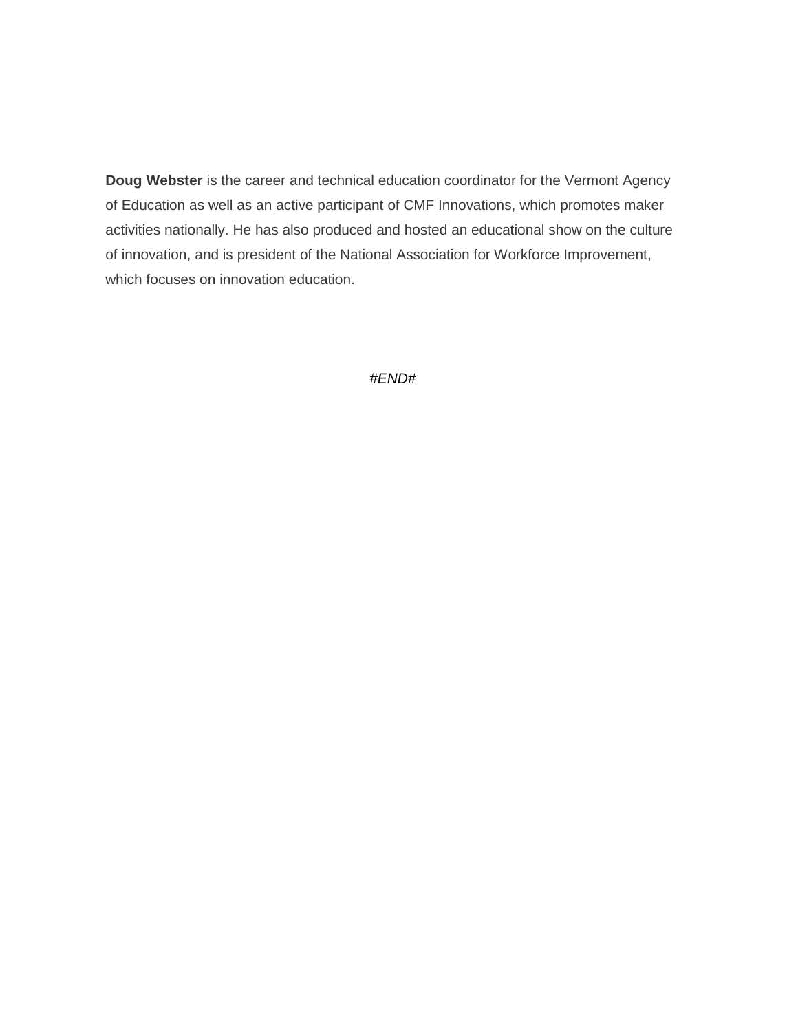**Doug Webster** is the career and technical education coordinator for the Vermont Agency of Education as well as an active participant of CMF Innovations, which promotes maker activities nationally. He has also produced and hosted an educational show on the culture of innovation, and is president of the National Association for Workforce Improvement, which focuses on innovation education.

*#END#*